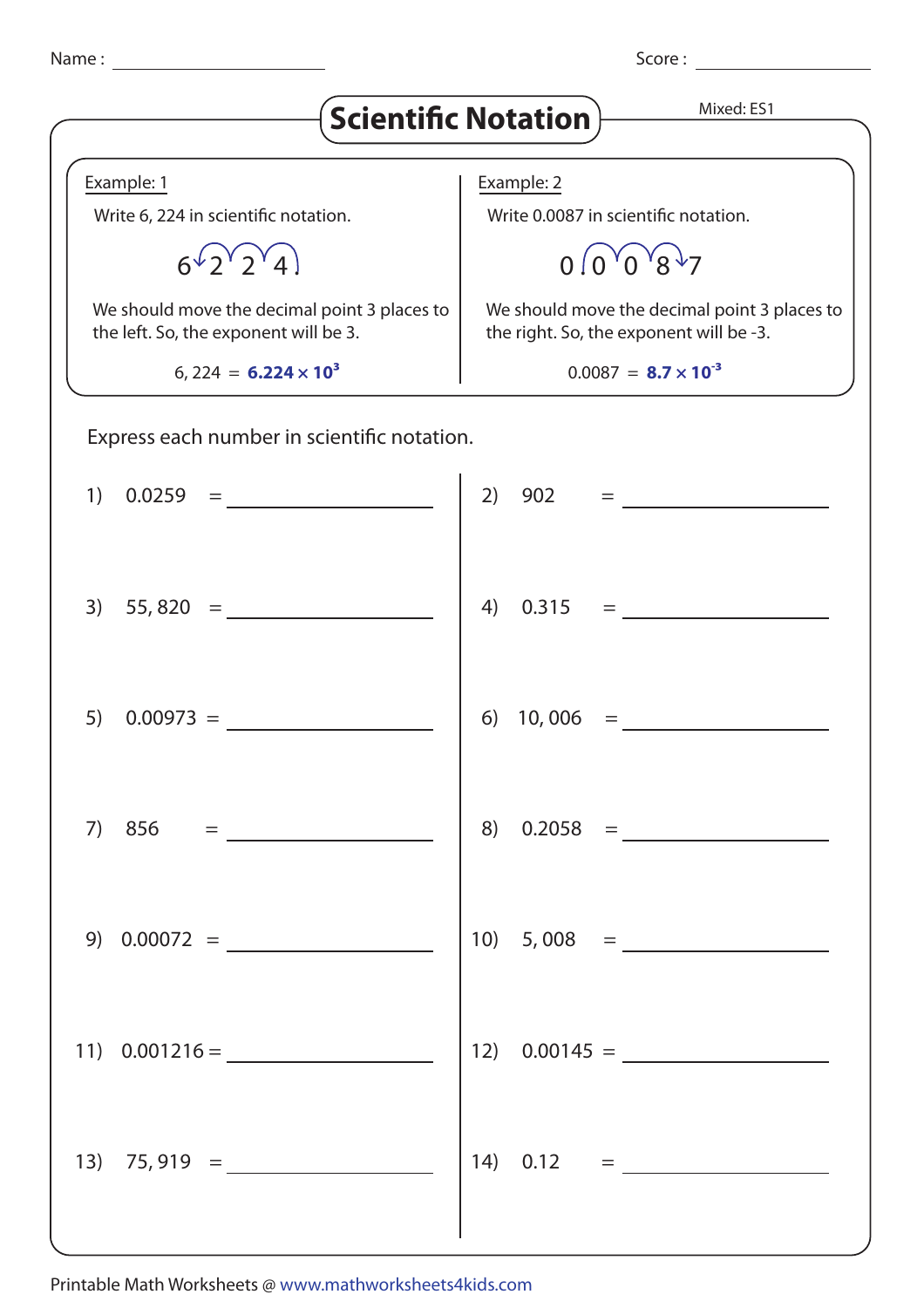Name : ____________ Score : ____________

# Scientific Notation

Mixed: ES1

**Example: 1**

Write 6, 224 in scientific notation.

6 2 2 4

We should move the decimal point 3 places to the left. So, the exponent will be 3.

6, 224 = $\mathbf{6.224 \times 10^{3}}$

**Example: 2**

Write 0.0087 in scientific notation.

0 0 0 8 7

We should move the decimal point 3 places to the right. So, the exponent will be -3.

0.0087 = $\mathbf{8.7 \times 10^{-3}}$

Express each number in scientific notation.

1) 0.0259 = ____________

2) 902 = ____________

3) 55, 820 = ____________

4) 0.315 = ____________

5) 0.00973 = ____________

6) 10, 006 = ____________

7) 856 = ____________

8) 0.2058 = ____________

9) 0.00072 = ____________

10) 5, 008 = ____________

11) 0.001216 = ____________

12) 0.00145 = ____________

13) 75, 919 = ____________

14) 0.12 = ____________

Printable Math Worksheets @ www.mathworksheets4kids.com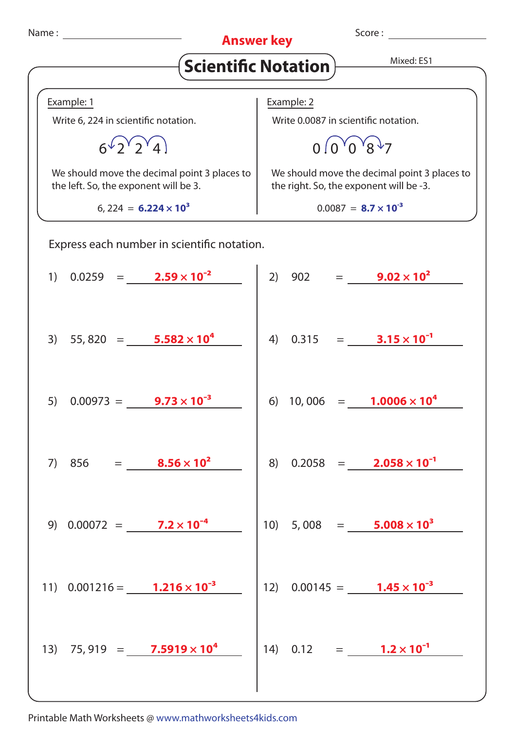Name : ____________ **Answer key** Score : ____________

# Scientific Notation

Mixed: ES1

**Example: 1**

Write 6, 224 in scientific notation.

6 2 2 4

We should move the decimal point 3 places to the left. So, the exponent will be 3.

6, 224 = $\mathbf{6.224 \times 10^{3}}$

**Example: 2**

Write 0.0087 in scientific notation.

0 0 0 8 7

We should move the decimal point 3 places to the right. So, the exponent will be -3.

0.0087 = $\mathbf{8.7 \times 10^{-3}}$

Express each number in scientific notation.

1) 0.0259 = $\mathbf{2.59 \times 10^{-2}}$

2) 902 = $\mathbf{9.02 \times 10^{2}}$

3) 55, 820 = $\mathbf{5.582 \times 10^{4}}$

4) 0.315 = $\mathbf{3.15 \times 10^{-1}}$

5) 0.00973 = $\mathbf{9.73 \times 10^{-3}}$

6) 10, 006 = $\mathbf{1.0006 \times 10^{4}}$

7) 856 = $\mathbf{8.56 \times 10^{2}}$

8) 0.2058 = $\mathbf{2.058 \times 10^{-1}}$

9) 0.00072 = $\mathbf{7.2 \times 10^{-4}}$

10) 5, 008 = $\mathbf{5.008 \times 10^{3}}$

11) 0.001216 = $\mathbf{1.216 \times 10^{-3}}$

12) 0.00145 = $\mathbf{1.45 \times 10^{-3}}$

13) 75, 919 = $\mathbf{7.5919 \times 10^{4}}$

14) 0.12 = $\mathbf{1.2 \times 10^{-1}}$

Printable Math Worksheets @ www.mathworksheets4kids.com